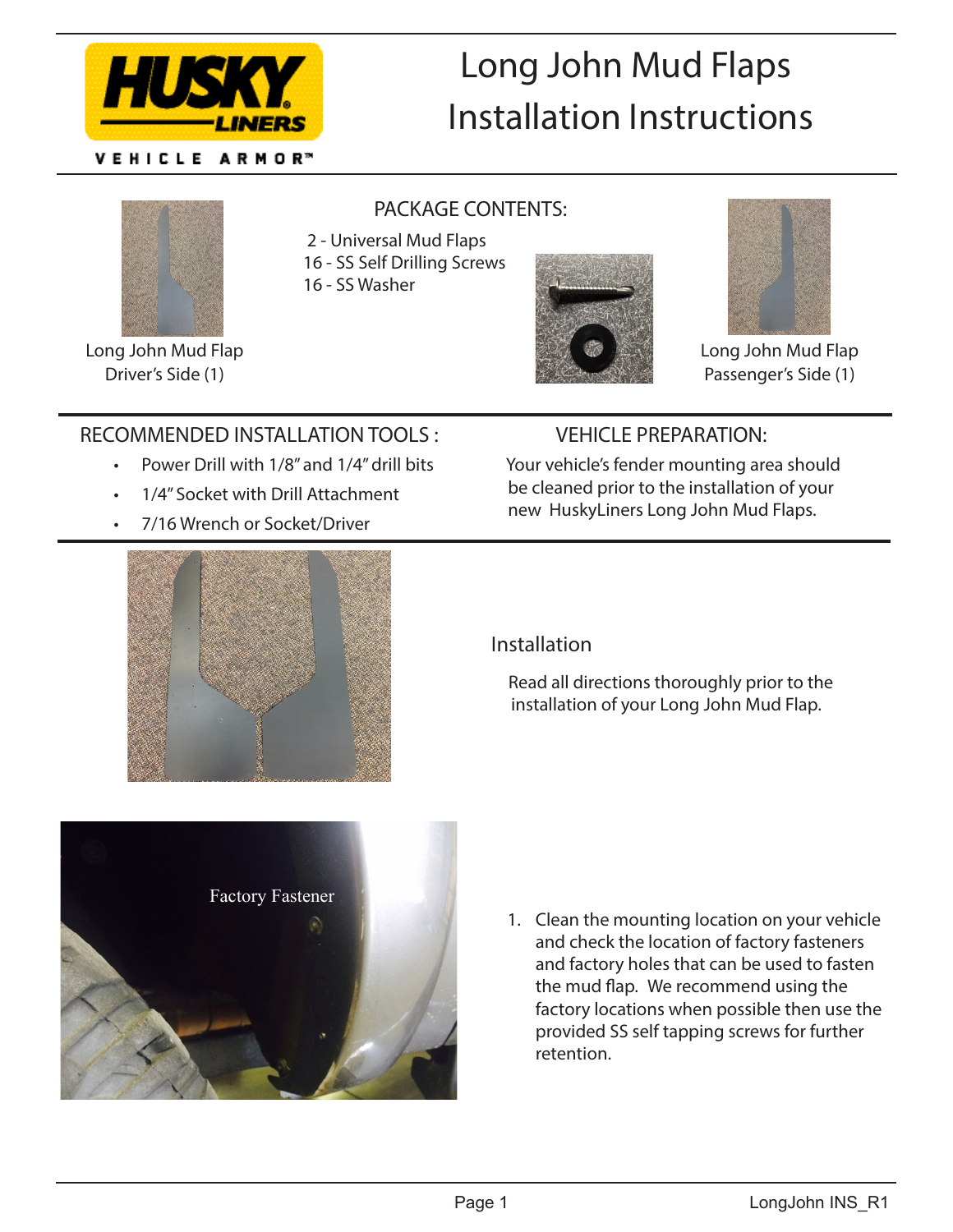# Long John Mud Flaps Installation Instructions

HUSKY LINERS
VEHICLE ARMOR™

## PACKAGE CONTENTS:

2 - Universal Mud Flaps
16 - SS Self Drilling Screws
16 - SS Washer

Long John Mud Flap
Driver's Side (1)

Long John Mud Flap
Passenger's Side (1)

## RECOMMENDED INSTALLATION TOOLS :

- Power Drill with 1/8" and 1/4" drill bits
- 1/4" Socket with Drill Attachment
- 7/16 Wrench or Socket/Driver

## VEHICLE PREPARATION:

Your vehicle's fender mounting area should be cleaned prior to the installation of your new HuskyLiners Long John Mud Flaps.

## Installation

Read all directions thoroughly prior to the installation of your Long John Mud Flap.

Factory Fastener

1. Clean the mounting location on your vehicle and check the location of factory fasteners and factory holes that can be used to fasten the mud flap. We recommend using the factory locations when possible then use the provided SS self tapping screws for further retention.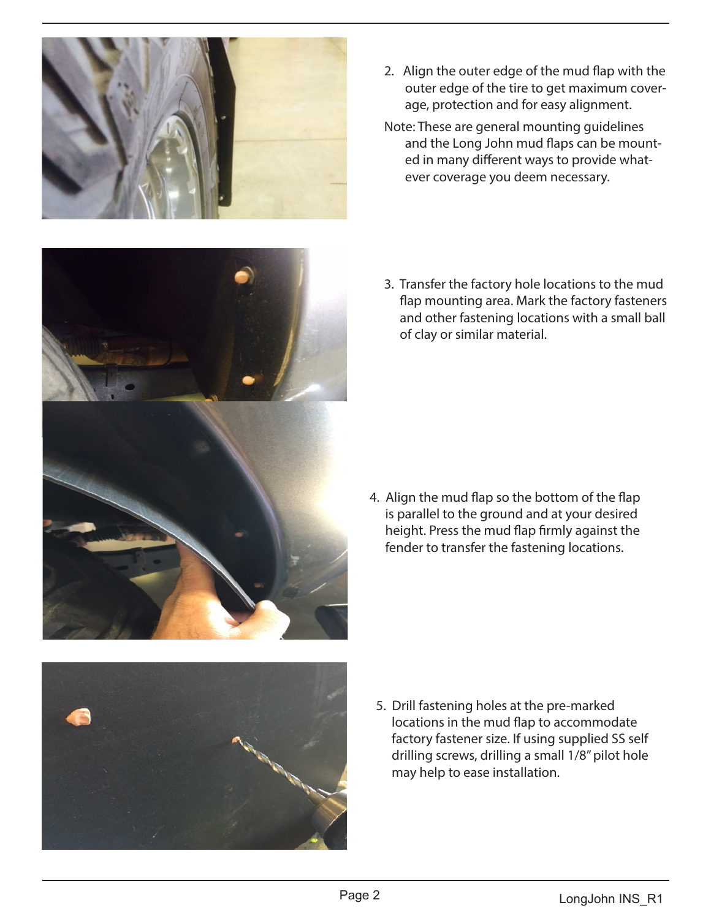2. Align the outer edge of the mud flap with the outer edge of the tire to get maximum coverage, protection and for easy alignment.

Note: These are general mounting guidelines and the Long John mud flaps can be mounted in many different ways to provide whatever coverage you deem necessary.

3. Transfer the factory hole locations to the mud flap mounting area. Mark the factory fasteners and other fastening locations with a small ball of clay or similar material.

4. Align the mud flap so the bottom of the flap is parallel to the ground and at your desired height. Press the mud flap firmly against the fender to transfer the fastening locations.

5. Drill fastening holes at the pre-marked locations in the mud flap to accommodate factory fastener size. If using supplied SS self drilling screws, drilling a small 1/8" pilot hole may help to ease installation.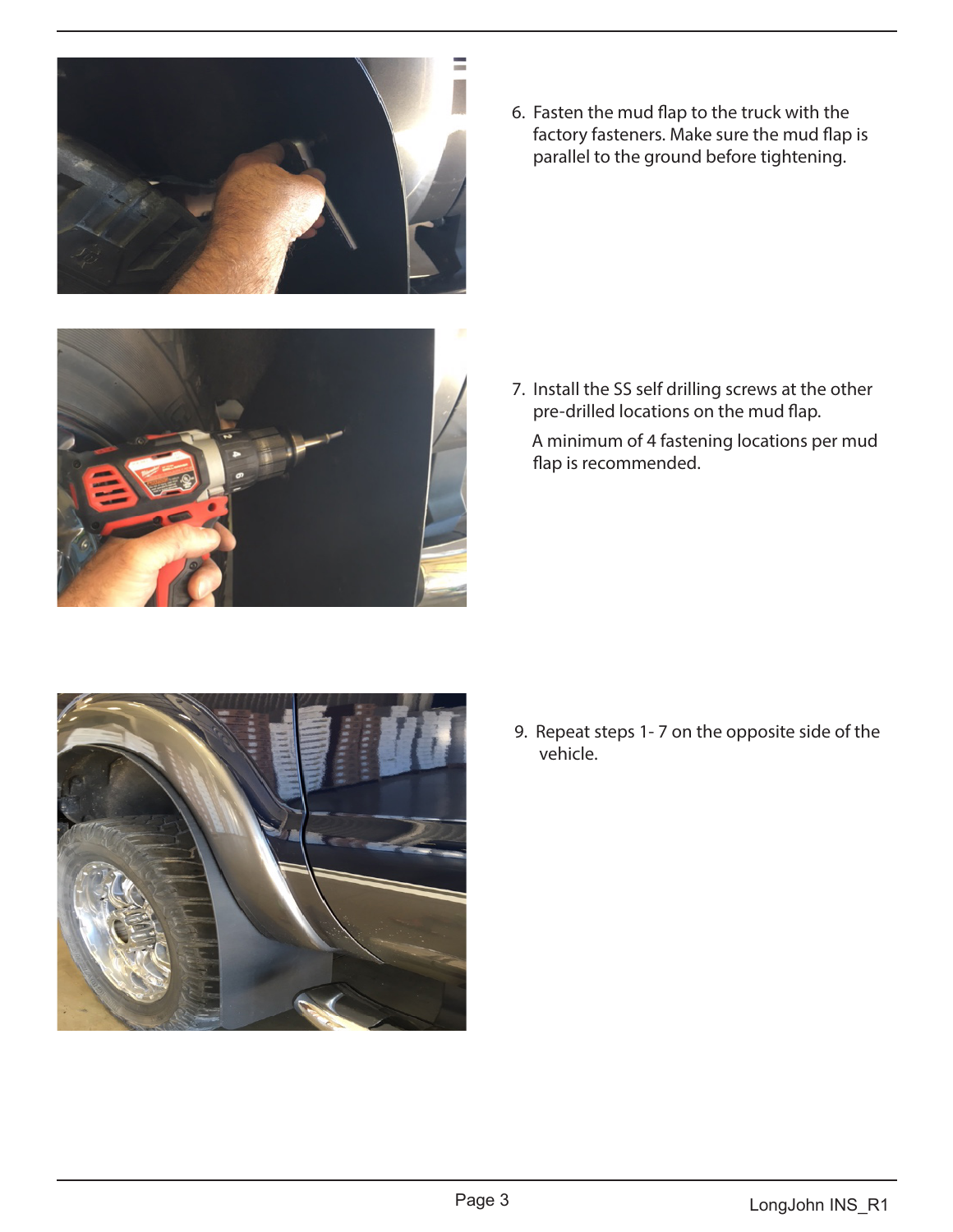6. Fasten the mud flap to the truck with the factory fasteners. Make sure the mud flap is parallel to the ground before tightening.

7. Install the SS self drilling screws at the other pre-drilled locations on the mud flap.

   A minimum of 4 fastening locations per mud flap is recommended.

9. Repeat steps 1- 7 on the opposite side of the vehicle.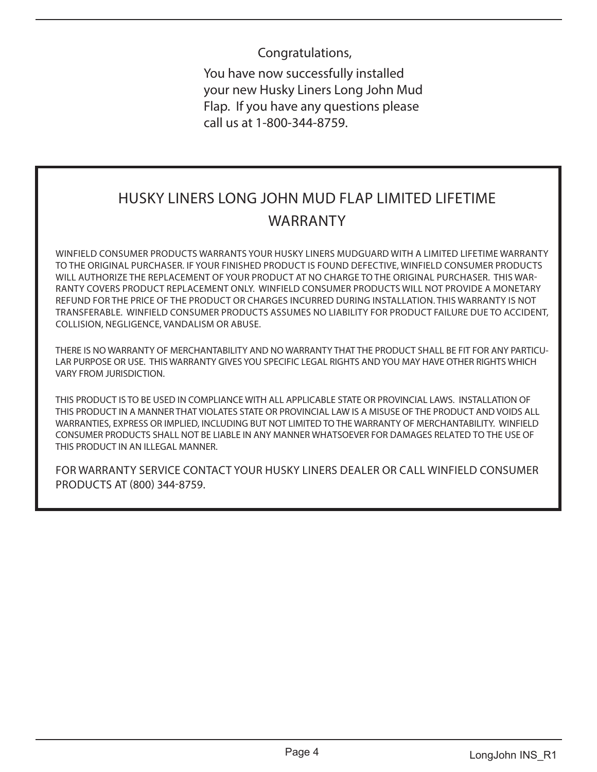Congratulations,

You have now successfully installed your new Husky Liners Long John Mud Flap. If you have any questions please call us at 1-800-344-8759.

## HUSKY LINERS LONG JOHN MUD FLAP LIMITED LIFETIME WARRANTY

WINFIELD CONSUMER PRODUCTS WARRANTS YOUR HUSKY LINERS MUDGUARD WITH A LIMITED LIFETIME WARRANTY TO THE ORIGINAL PURCHASER. IF YOUR FINISHED PRODUCT IS FOUND DEFECTIVE, WINFIELD CONSUMER PRODUCTS WILL AUTHORIZE THE REPLACEMENT OF YOUR PRODUCT AT NO CHARGE TO THE ORIGINAL PURCHASER. THIS WARRANTY COVERS PRODUCT REPLACEMENT ONLY. WINFIELD CONSUMER PRODUCTS WILL NOT PROVIDE A MONETARY REFUND FOR THE PRICE OF THE PRODUCT OR CHARGES INCURRED DURING INSTALLATION. THIS WARRANTY IS NOT TRANSFERABLE. WINFIELD CONSUMER PRODUCTS ASSUMES NO LIABILITY FOR PRODUCT FAILURE DUE TO ACCIDENT, COLLISION, NEGLIGENCE, VANDALISM OR ABUSE.

THERE IS NO WARRANTY OF MERCHANTABILITY AND NO WARRANTY THAT THE PRODUCT SHALL BE FIT FOR ANY PARTICULAR PURPOSE OR USE. THIS WARRANTY GIVES YOU SPECIFIC LEGAL RIGHTS AND YOU MAY HAVE OTHER RIGHTS WHICH VARY FROM JURISDICTION.

THIS PRODUCT IS TO BE USED IN COMPLIANCE WITH ALL APPLICABLE STATE OR PROVINCIAL LAWS. INSTALLATION OF THIS PRODUCT IN A MANNER THAT VIOLATES STATE OR PROVINCIAL LAW IS A MISUSE OF THE PRODUCT AND VOIDS ALL WARRANTIES, EXPRESS OR IMPLIED, INCLUDING BUT NOT LIMITED TO THE WARRANTY OF MERCHANTABILITY. WINFIELD CONSUMER PRODUCTS SHALL NOT BE LIABLE IN ANY MANNER WHATSOEVER FOR DAMAGES RELATED TO THE USE OF THIS PRODUCT IN AN ILLEGAL MANNER.

FOR WARRANTY SERVICE CONTACT YOUR HUSKY LINERS DEALER OR CALL WINFIELD CONSUMER PRODUCTS AT (800) 344-8759.